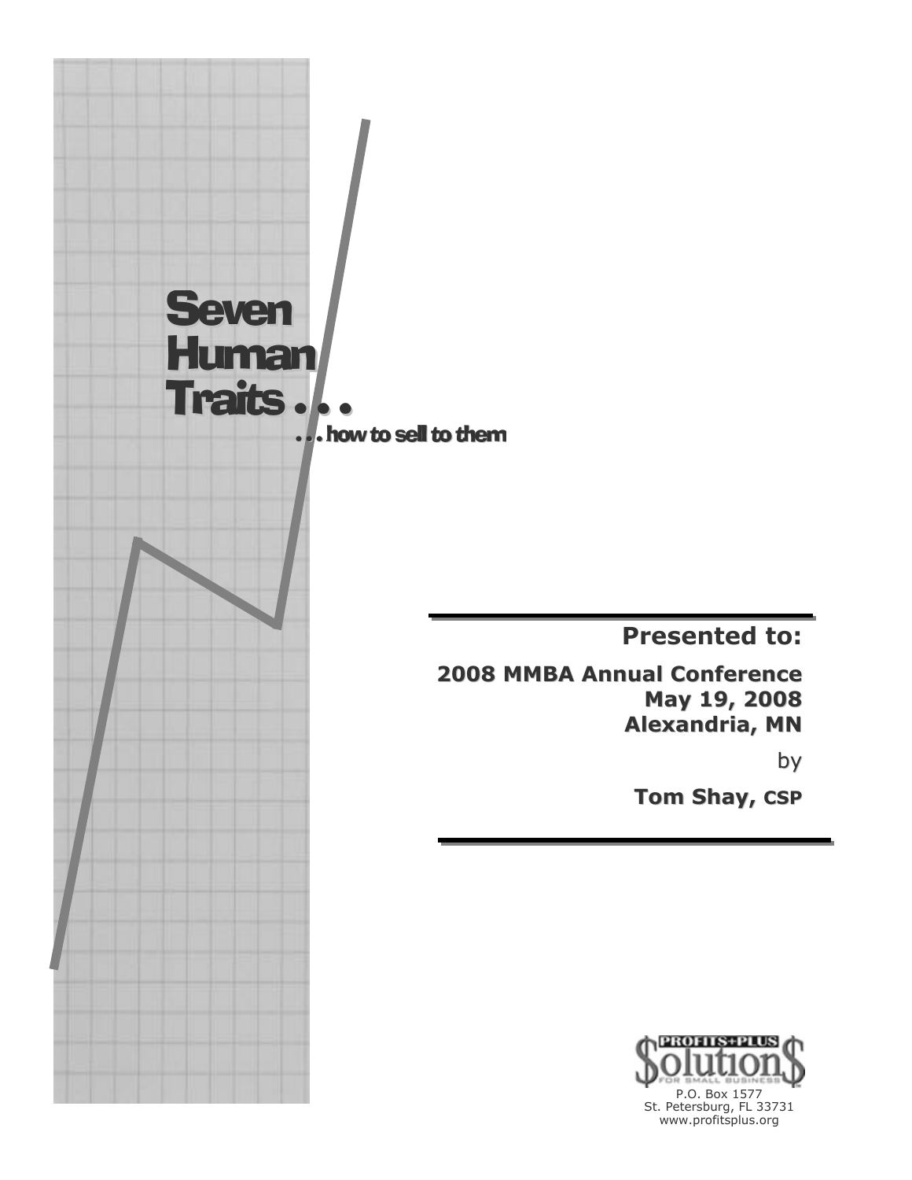# Seven Human Traits . . .

## . . . how to sell to them

**Presented to:**

**2008 MMBA Annual Conference**
**May 19, 2008**
**Alexandria, MN**

by

**Tom Shay, CSP**

PROFITS+PLUS Solution$ FOR SMALL BUSINESS

P.O. Box 1577
St. Petersburg, FL 33731
www.profitsplus.org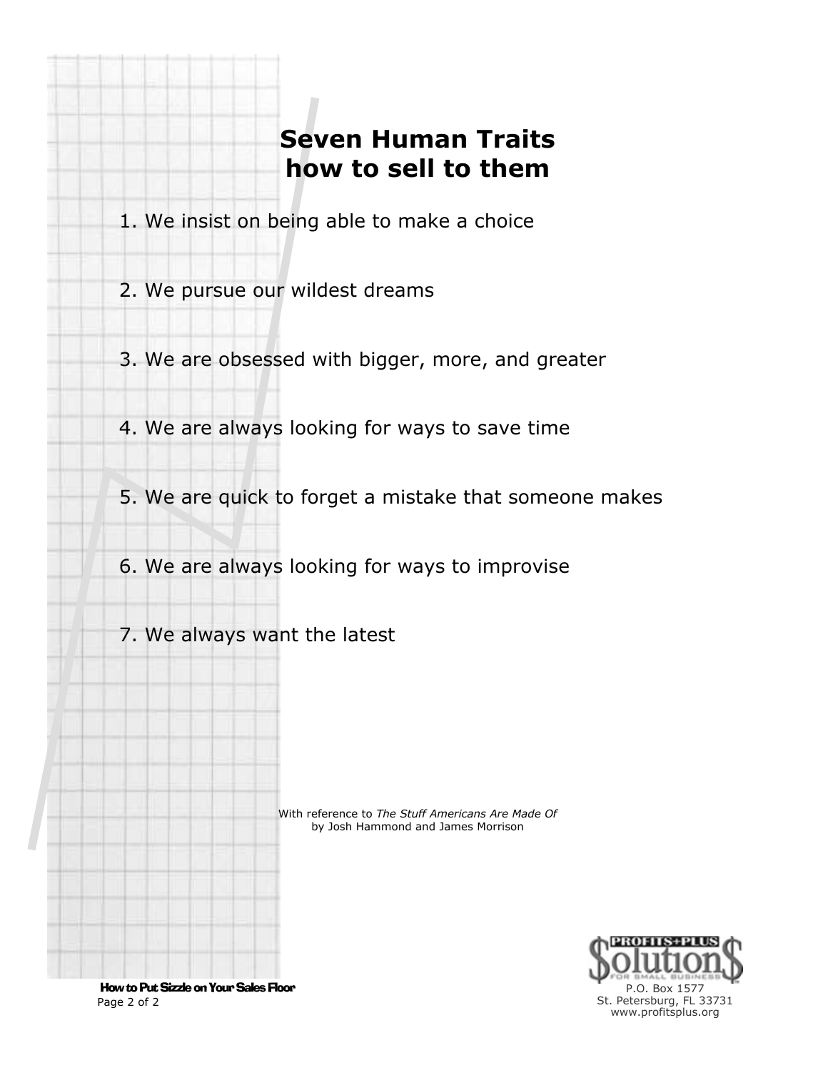# Seven Human Traits
# how to sell to them

1. We insist on being able to make a choice

2. We pursue our wildest dreams

3. We are obsessed with bigger, more, and greater

4. We are always looking for ways to save time

5. We are quick to forget a mistake that someone makes

6. We are always looking for ways to improvise

7. We always want the latest

With reference to *The Stuff Americans Are Made Of*
by Josh Hammond and James Morrison

PROFITS+PLUS Solution$ FOR SMALL BUSINESS
P.O. Box 1577
St. Petersburg, FL 33731
www.profitsplus.org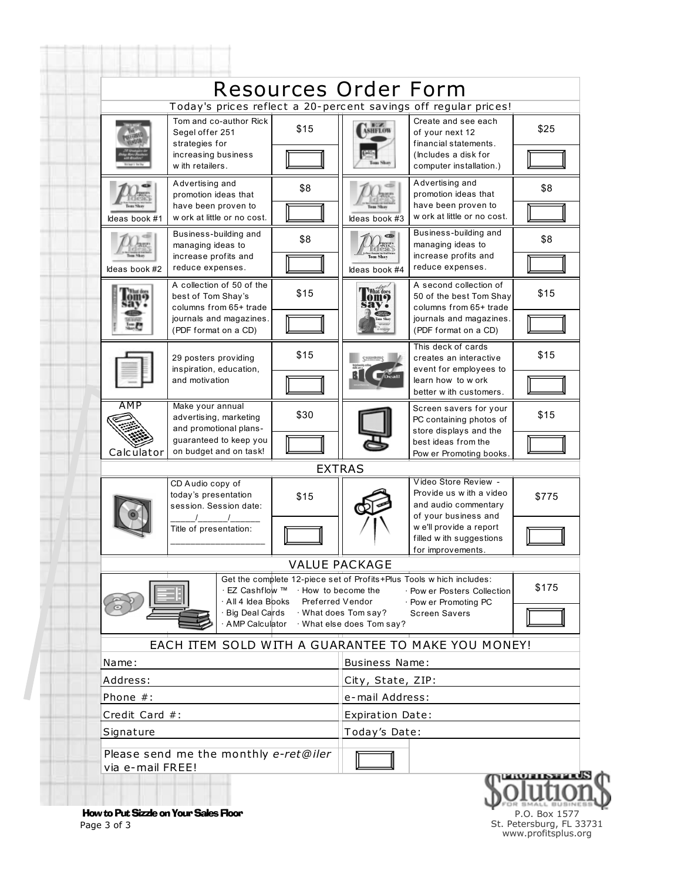# Resources Order Form

Today's prices reflect a 20-percent savings off regular prices!

| Item | Description | Price | Item | Description | Price |
|---|---|---|---|---|---|
| | Tom and co-author Rick Segel offer 251 strategies for increasing business with retailers. | $15 | | Create and see each of your next 12 financial statements. (Includes a disk for computer installation.) | $25 |
| Ideas book #1 | Advertising and promotion ideas that have been proven to work at little or no cost. | $8 | Ideas book #3 | Advertising and promotion ideas that have been proven to work at little or no cost. | $8 |
| Ideas book #2 | Business-building and managing ideas to increase profits and reduce expenses. | $8 | Ideas book #4 | Business-building and managing ideas to increase profits and reduce expenses. | $8 |
| | A collection of 50 of the best of Tom Shay's columns from 65+ trade journals and magazines. (PDF format on a CD) | $15 | | A second collection of 50 of the best Tom Shay columns from 65+ trade journals and magazines. (PDF format on a CD) | $15 |
| | 29 posters providing inspiration, education, and motivation | $15 | | This deck of cards creates an interactive event for employees to learn how to work better with customers. | $15 |
| AMP Calculator | Make your annual advertising, marketing and promotional plans-guaranteed to keep you on budget and on task! | $30 | | Screen savers for your PC containing photos of store displays and the best ideas from the Power Promoting books. | $15 |

## EXTRAS

| Item | Description | Price | Item | Description | Price |
|---|---|---|---|---|---|
| | CD Audio copy of today's presentation session. Session date: _____/______/______ Title of presentation: ___________________ | $15 | | Video Store Review - Provide us with a video and audio commentary of your business and we'll provide a report filled with suggestions for improvements. | $775 |

## VALUE PACKAGE

Get the complete 12-piece set of Profits+Plus Tools which includes:

- EZ Cashflow ™
- All 4 Idea Books
- Big Deal Cards
- AMP Calculator
- How to become the Preferred Vendor
- What does Tom say?
- What else does Tom say?
- Power Posters Collection
- Power Promoting PC Screen Savers

$175

EACH ITEM SOLD WITH A GUARANTEE TO MAKE YOU MONEY!

| | |
|---|---|
| Name: | Business Name: |
| Address: | City, State, ZIP: |
| Phone #: | e-mail Address: |
| Credit Card #: | Expiration Date: |
| Signature | Today's Date: |

Please send me the monthly *e-ret@iler* via e-mail FREE!

Profits+Plus Solution$ for Small Business
P.O. Box 1577
St. Petersburg, FL 33731
www.profitsplus.org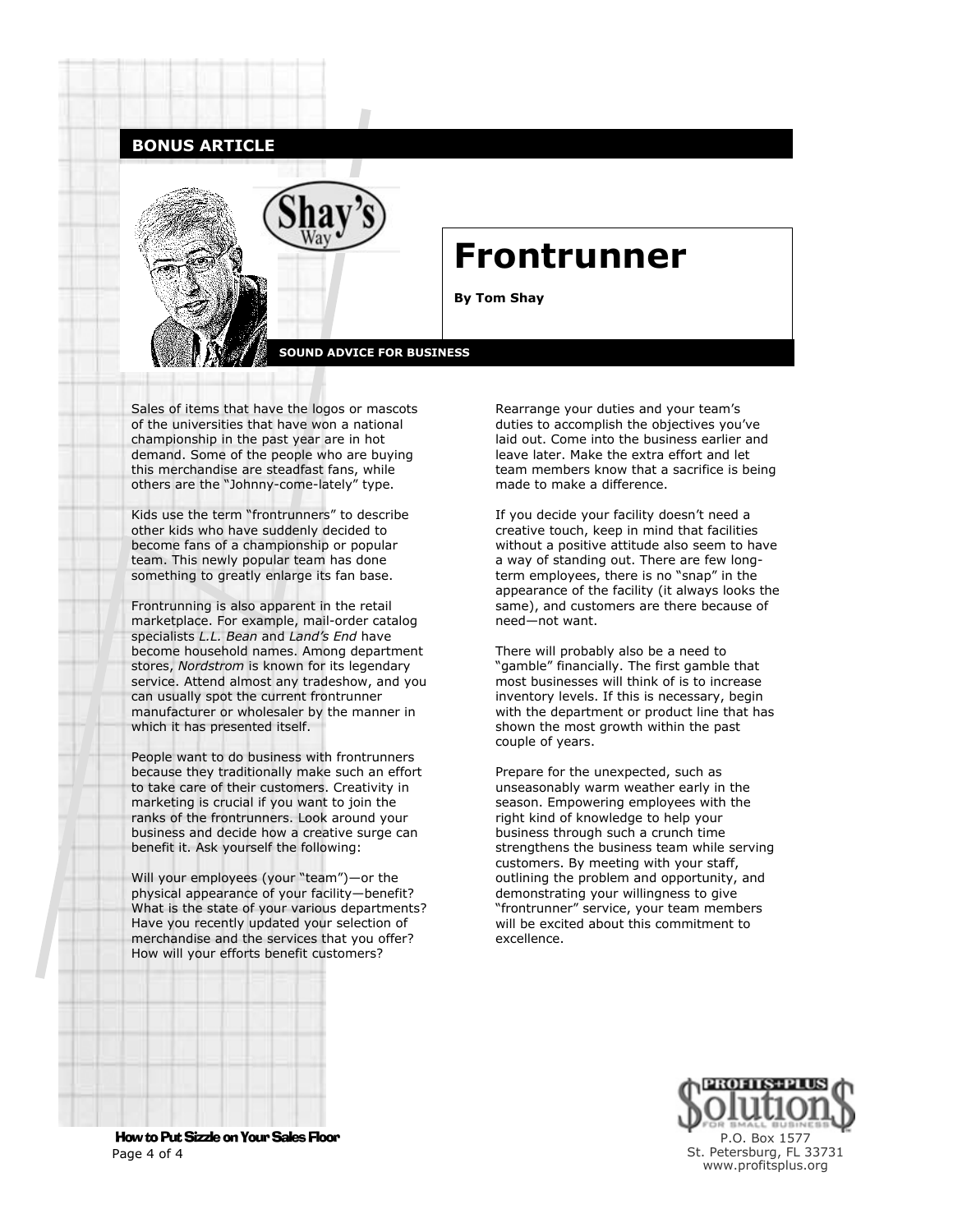BONUS ARTICLE

# Frontrunner

**By Tom Shay**

SOUND ADVICE FOR BUSINESS

Sales of items that have the logos or mascots of the universities that have won a national championship in the past year are in hot demand. Some of the people who are buying this merchandise are steadfast fans, while others are the "Johnny-come-lately" type.

Kids use the term "frontrunners" to describe other kids who have suddenly decided to become fans of a championship or popular team. This newly popular team has done something to greatly enlarge its fan base.

Frontrunning is also apparent in the retail marketplace. For example, mail-order catalog specialists *L.L. Bean* and *Land's End* have become household names. Among department stores, *Nordstrom* is known for its legendary service. Attend almost any tradeshow, and you can usually spot the current frontrunner manufacturer or wholesaler by the manner in which it has presented itself.

People want to do business with frontrunners because they traditionally make such an effort to take care of their customers. Creativity in marketing is crucial if you want to join the ranks of the frontrunners. Look around your business and decide how a creative surge can benefit it. Ask yourself the following:

Will your employees (your "team")—or the physical appearance of your facility—benefit? What is the state of your various departments? Have you recently updated your selection of merchandise and the services that you offer? How will your efforts benefit customers?

Rearrange your duties and your team's duties to accomplish the objectives you've laid out. Come into the business earlier and leave later. Make the extra effort and let team members know that a sacrifice is being made to make a difference.

If you decide your facility doesn't need a creative touch, keep in mind that facilities without a positive attitude also seem to have a way of standing out. There are few long-term employees, there is no "snap" in the appearance of the facility (it always looks the same), and customers are there because of need—not want.

There will probably also be a need to "gamble" financially. The first gamble that most businesses will think of is to increase inventory levels. If this is necessary, begin with the department or product line that has shown the most growth within the past couple of years.

Prepare for the unexpected, such as unseasonably warm weather early in the season. Empowering employees with the right kind of knowledge to help your business through such a crunch time strengthens the business team while serving customers. By meeting with your staff, outlining the problem and opportunity, and demonstrating your willingness to give "frontrunner" service, your team members will be excited about this commitment to excellence.

P.O. Box 1577
St. Petersburg, FL 33731
www.profitsplus.org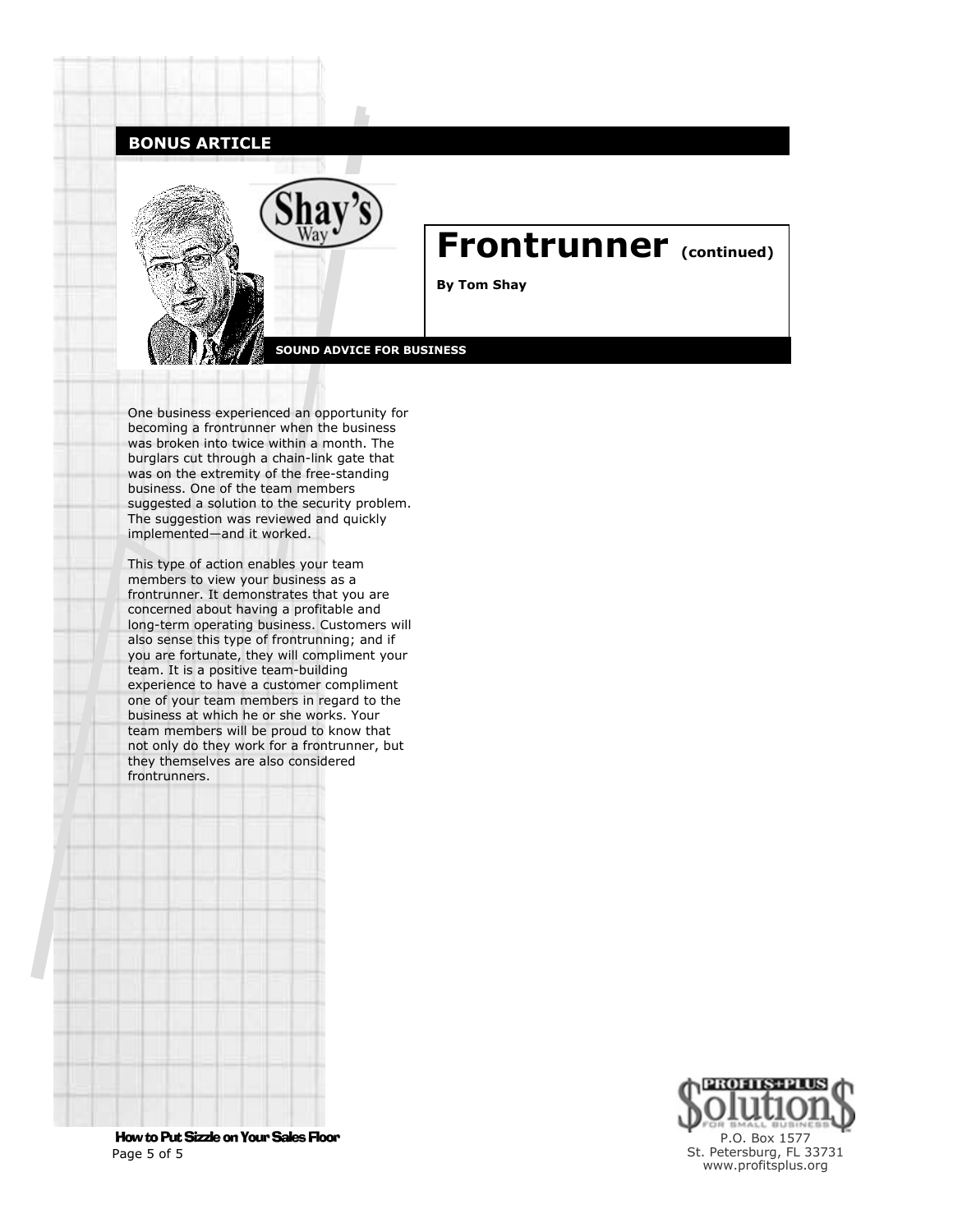**BONUS ARTICLE**

Shay's Way

# Frontrunner (continued)

**By Tom Shay**

**SOUND ADVICE FOR BUSINESS**

One business experienced an opportunity for becoming a frontrunner when the business was broken into twice within a month. The burglars cut through a chain-link gate that was on the extremity of the free-standing business. One of the team members suggested a solution to the security problem. The suggestion was reviewed and quickly implemented—and it worked.

This type of action enables your team members to view your business as a frontrunner. It demonstrates that you are concerned about having a profitable and long-term operating business. Customers will also sense this type of frontrunning; and if you are fortunate, they will compliment your team. It is a positive team-building experience to have a customer compliment one of your team members in regard to the business at which he or she works. Your team members will be proud to know that not only do they work for a frontrunner, but they themselves are also considered frontrunners.

PROFITS+PLUS Solution$ FOR SMALL BUSINESS

P.O. Box 1577
St. Petersburg, FL 33731
www.profitsplus.org